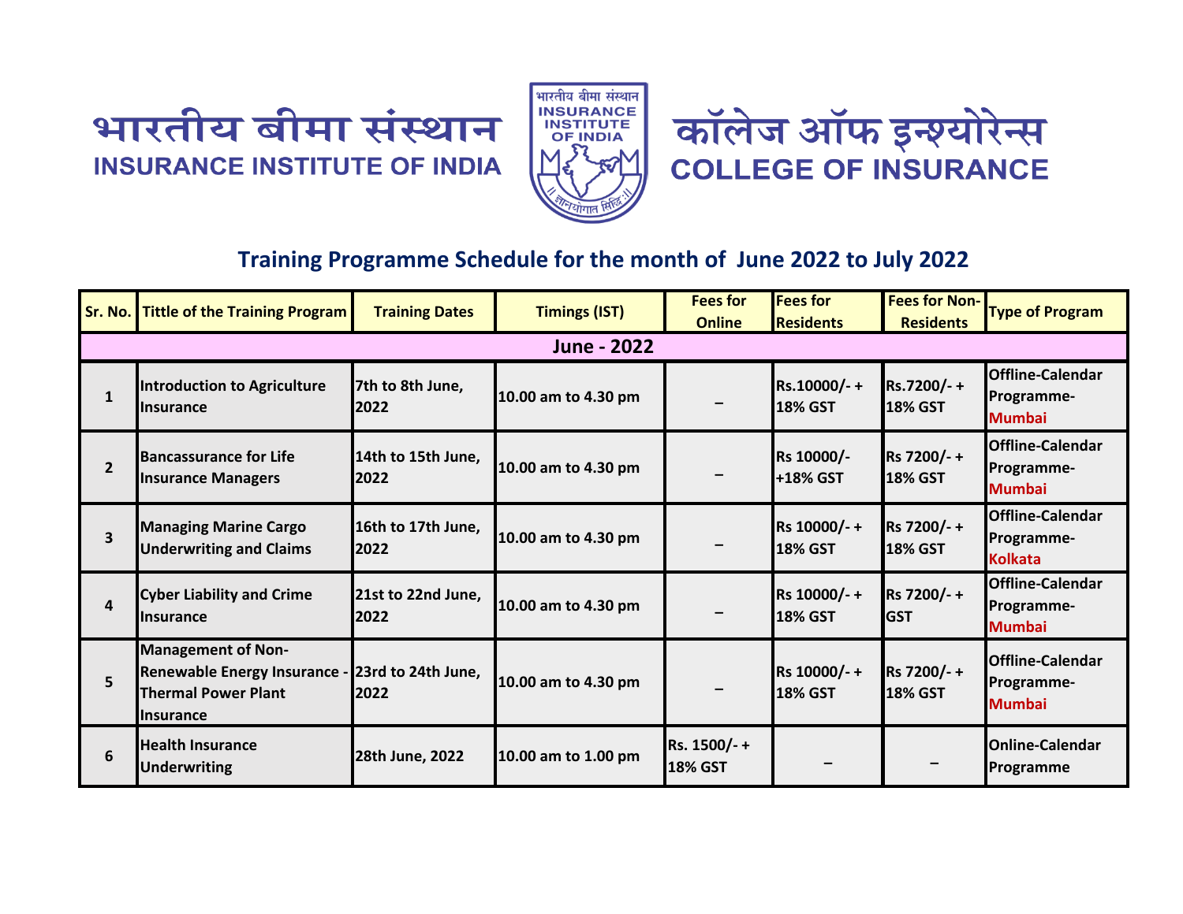भारतीय बीमा संस्थान
**INSURANCE INSTITUTE OF INDIA**

कॉलेज ऑफ इन्श्योरेन्स
**COLLEGE OF INSURANCE**

## Training Programme Schedule for the month of June 2022 to July 2022

| Sr. No. | Tittle of the Training Program | Training Dates | Timings (IST) | Fees for Online | Fees for Residents | Fees for Non-Residents | Type of Program |
|---|---|---|---|---|---|---|---|
| **June - 2022** | | | | | | | |
| 1 | Introduction to Agriculture Insurance | 7th to 8th June, 2022 | 10.00 am to 4.30 pm | – | Rs.10000/- + 18% GST | Rs.7200/- + 18% GST | Offline-Calendar Programme-Mumbai |
| 2 | Bancassurance for Life Insurance Managers | 14th to 15th June, 2022 | 10.00 am to 4.30 pm | – | Rs 10000/- +18% GST | Rs 7200/- + 18% GST | Offline-Calendar Programme-Mumbai |
| 3 | Managing Marine Cargo Underwriting and Claims | 16th to 17th June, 2022 | 10.00 am to 4.30 pm | – | Rs 10000/- + 18% GST | Rs 7200/- + 18% GST | Offline-Calendar Programme-Kolkata |
| 4 | Cyber Liability and Crime Insurance | 21st to 22nd June, 2022 | 10.00 am to 4.30 pm | – | Rs 10000/- + 18% GST | Rs 7200/- + GST | Offline-Calendar Programme-Mumbai |
| 5 | Management of Non-Renewable Energy Insurance - Thermal Power Plant Insurance | 23rd to 24th June, 2022 | 10.00 am to 4.30 pm | – | Rs 10000/- + 18% GST | Rs 7200/- + 18% GST | Offline-Calendar Programme-Mumbai |
| 6 | Health Insurance Underwriting | 28th June, 2022 | 10.00 am to 1.00 pm | Rs. 1500/- + 18% GST | – | – | Online-Calendar Programme |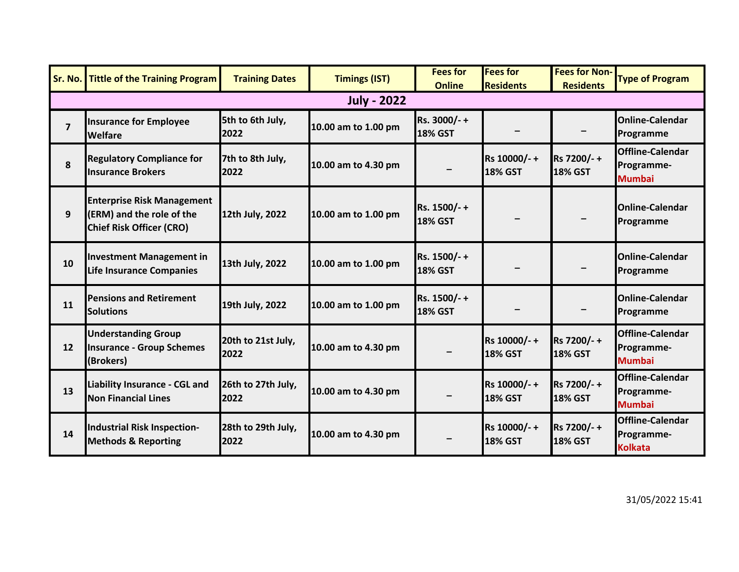| Sr. No. | Tittle of the Training Program | Training Dates | Timings (IST) | Fees for Online | Fees for Residents | Fees for Non-Residents | Type of Program |
|---|---|---|---|---|---|---|---|
| **July - 2022** | | | | | | | |
| 7 | Insurance for Employee Welfare | 5th to 6th July, 2022 | 10.00 am to 1.00 pm | Rs. 3000/- + 18% GST | – | – | Online-Calendar Programme |
| 8 | Regulatory Compliance for Insurance Brokers | 7th to 8th July, 2022 | 10.00 am to 4.30 pm | – | Rs 10000/- + 18% GST | Rs 7200/- + 18% GST | Offline-Calendar Programme-Mumbai |
| 9 | Enterprise Risk Management (ERM) and the role of the Chief Risk Officer (CRO) | 12th July, 2022 | 10.00 am to 1.00 pm | Rs. 1500/- + 18% GST | – | – | Online-Calendar Programme |
| 10 | Investment Management in Life Insurance Companies | 13th July, 2022 | 10.00 am to 1.00 pm | Rs. 1500/- + 18% GST | – | – | Online-Calendar Programme |
| 11 | Pensions and Retirement Solutions | 19th July, 2022 | 10.00 am to 1.00 pm | Rs. 1500/- + 18% GST | – | – | Online-Calendar Programme |
| 12 | Understanding Group Insurance - Group Schemes (Brokers) | 20th to 21st July, 2022 | 10.00 am to 4.30 pm | – | Rs 10000/- + 18% GST | Rs 7200/- + 18% GST | Offline-Calendar Programme-Mumbai |
| 13 | Liability Insurance - CGL and Non Financial Lines | 26th to 27th July, 2022 | 10.00 am to 4.30 pm | – | Rs 10000/- + 18% GST | Rs 7200/- + 18% GST | Offline-Calendar Programme-Mumbai |
| 14 | Industrial Risk Inspection-Methods & Reporting | 28th to 29th July, 2022 | 10.00 am to 4.30 pm | – | Rs 10000/- + 18% GST | Rs 7200/- + 18% GST | Offline-Calendar Programme-Kolkata |

31/05/2022 15:41